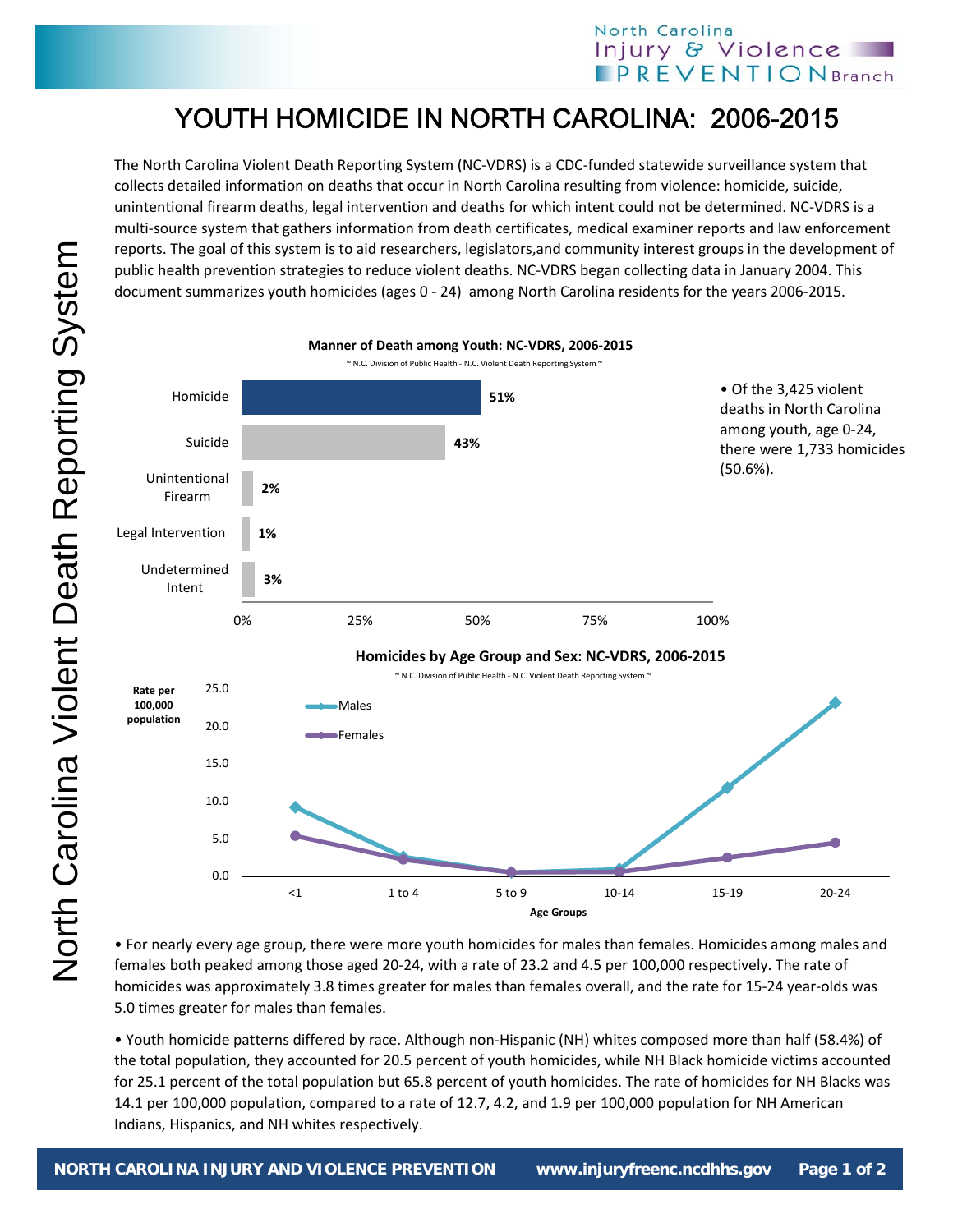# YOUTH HOMICIDE IN NORTH CAROLINA: 2006-2015

The North Carolina Violent Death Reporting System (NC-VDRS) is a CDC-funded statewide surveillance system that collects detailed information on deaths that occur in North Carolina resulting from violence: homicide, suicide, unintentional firearm deaths, legal intervention and deaths for which intent could not be determined. NC-VDRS is a multi-source system that gathers information from death certificates, medical examiner reports and law enforcement reports. The goal of this system is to aid researchers, legislators,and community interest groups in the development of public health prevention strategies to reduce violent deaths. NC-VDRS began collecting data in January 2004. This document summarizes youth homicides (ages 0 - 24) among North Carolina residents for the years 2006-2015.

**Manner of Death among Youth: NC-VDRS, 2006-2015**

~ N.C. Division of Public Health - N.C. Violent Death Reporting System ~

| Manner of Death | Percent |
|---|---|
| Homicide | 51% |
| Suicide | 43% |
| Unintentional Firearm | 2% |
| Legal Intervention | 1% |
| Undetermined Intent | 3% |

- Of the 3,425 violent deaths in North Carolina among youth, age 0-24, there were 1,733 homicides (50.6%).

**Homicides by Age Group and Sex: NC-VDRS, 2006-2015**

~ N.C. Division of Public Health - N.C. Violent Death Reporting System ~

Rate per 100,000 population by Age Groups (Males, Females): <1, 1 to 4, 5 to 9, 10-14, 15-19, 20-24

- For nearly every age group, there were more youth homicides for males than females. Homicides among males and females both peaked among those aged 20-24, with a rate of 23.2 and 4.5 per 100,000 respectively. The rate of homicides was approximately 3.8 times greater for males than females overall, and the rate for 15-24 year-olds was 5.0 times greater for males than females.

- Youth homicide patterns differed by race. Although non-Hispanic (NH) whites composed more than half (58.4%) of the total population, they accounted for 20.5 percent of youth homicides, while NH Black homicide victims accounted for 25.1 percent of the total population but 65.8 percent of youth homicides. The rate of homicides for NH Blacks was 14.1 per 100,000 population, compared to a rate of 12.7, 4.2, and 1.9 per 100,000 population for NH American Indians, Hispanics, and NH whites respectively.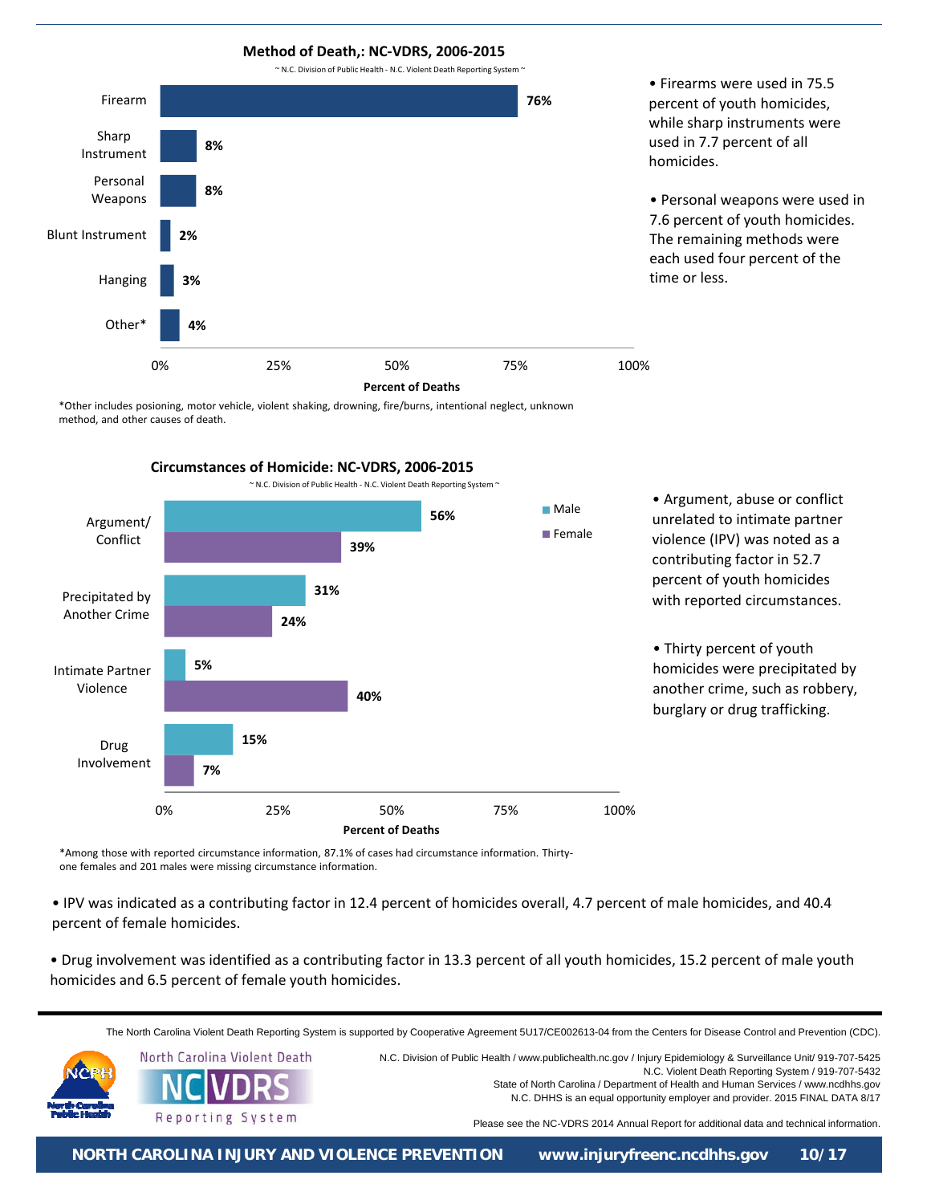**Method of Death,: NC-VDRS, 2006-2015**

~ N.C. Division of Public Health - N.C. Violent Death Reporting System ~

Firearm 76%
Sharp Instrument 8%
Personal Weapons 8%
Blunt Instrument 2%
Hanging 3%
Other* 4%

0% 25% 50% 75% 100%

Percent of Deaths

- Firearms were used in 75.5 percent of youth homicides, while sharp instruments were used in 7.7 percent of all homicides.
- Personal weapons were used in 7.6 percent of youth homicides. The remaining methods were each used four percent of the time or less.

*Other includes posioning, motor vehicle, violent shaking, drowning, fire/burns, intentional neglect, unknown method, and other causes of death.

**Circumstances of Homicide: NC-VDRS, 2006-2015**

~ N.C. Division of Public Health - N.C. Violent Death Reporting System ~

Male
Female

Argument/ Conflict 56% 39%
Precipitated by Another Crime 31% 24%
Intimate Partner Violence 5% 40%
Drug Involvement 15% 7%

0% 25% 50% 75% 100%

Percent of Deaths

- Argument, abuse or conflict unrelated to intimate partner violence (IPV) was noted as a contributing factor in 52.7 percent of youth homicides with reported circumstances.
- Thirty percent of youth homicides were precipitated by another crime, such as robbery, burglary or drug trafficking.

*Among those with reported circumstance information, 87.1% of cases had circumstance information. Thirty-one females and 201 males were missing circumstance information.

- IPV was indicated as a contributing factor in 12.4 percent of homicides overall, 4.7 percent of male homicides, and 40.4 percent of female homicides.
- Drug involvement was identified as a contributing factor in 13.3 percent of all youth homicides, 15.2 percent of male youth homicides and 6.5 percent of female youth homicides.

The North Carolina Violent Death Reporting System is supported by Cooperative Agreement 5U17/CE002613-04 from the Centers for Disease Control and Prevention (CDC).

N.C. Division of Public Health / www.publichealth.nc.gov / Injury Epidemiology & Surveillance Unit/ 919-707-5425
N.C. Violent Death Reporting System / 919-707-5432
State of North Carolina / Department of Health and Human Services / www.ncdhhs.gov
N.C. DHHS is an equal opportunity employer and provider. 2015 FINAL DATA 8/17

Please see the NC-VDRS 2014 Annual Report for additional data and technical information.

NORTH CAROLINA INJURY AND VIOLENCE PREVENTION www.injuryfreenc.ncdhhs.gov